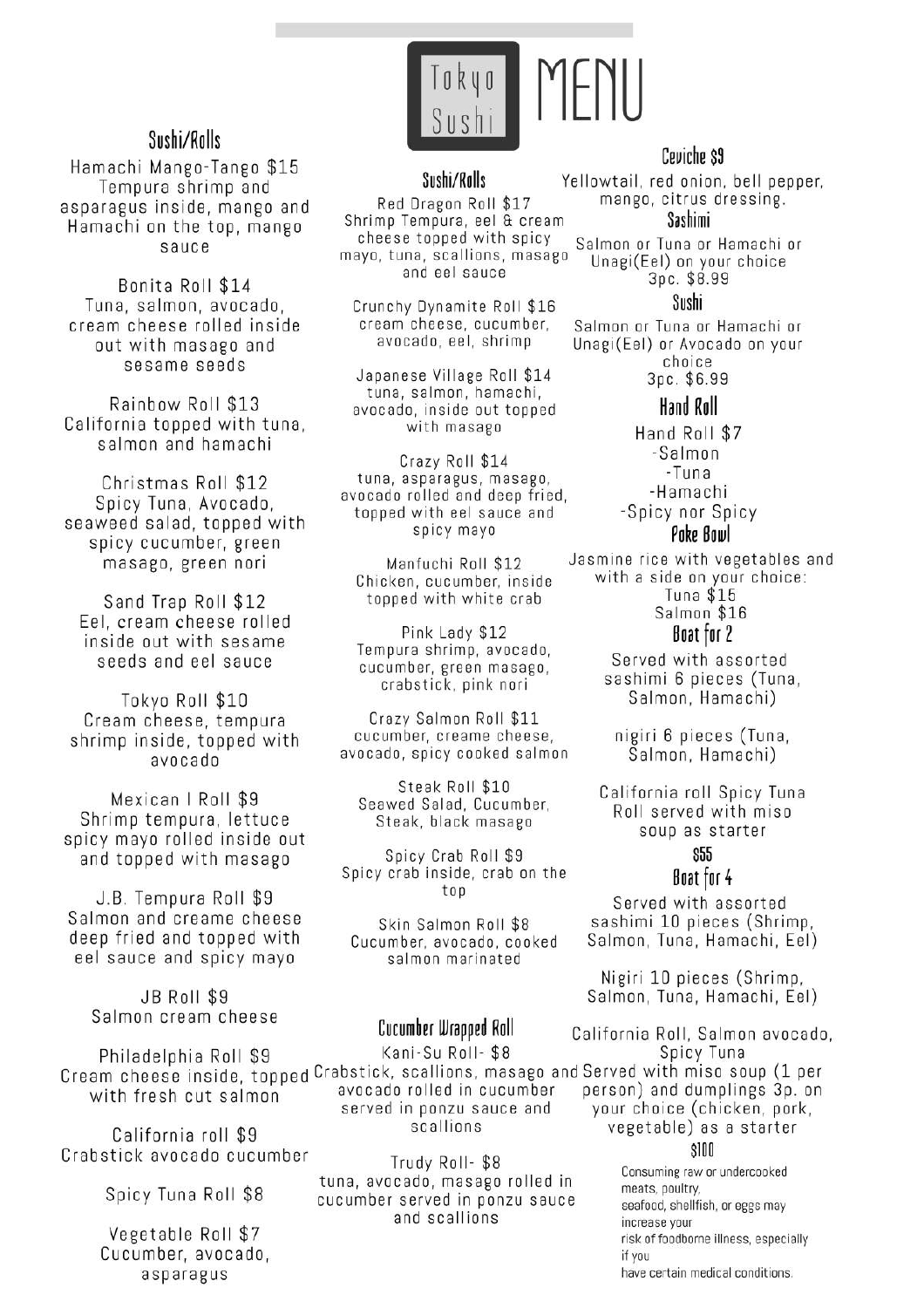# Tokyo Sushi MENU

## Sushi/Rolls

**Hamachi Mango-Tango $15**
Tempura shrimp and asparagus inside, mango and Hamachi on the top, mango sauce

**Bonita Roll $14**
Tuna, salmon, avocado, cream cheese rolled inside out with masago and sesame seeds

**Rainbow Roll $13**
California topped with tuna, salmon and hamachi

**Christmas Roll $12**
Spicy Tuna, Avocado, seaweed salad, topped with spicy cucumber, green masago, green nori

**Sand Trap Roll $12**
Eel, cream cheese rolled inside out with sesame seeds and eel sauce

**Tokyo Roll $10**
Cream cheese, tempura shrimp inside, topped with avocado

**Mexican I Roll $9**
Shrimp tempura, lettuce spicy mayo rolled inside out and topped with masago

**J.B. Tempura Roll $9**
Salmon and creame cheese deep fried and topped with eel sauce and spicy mayo

**JB Roll $9**
Salmon cream cheese

**Philadelphia Roll $9**
Cream cheese inside, topped with fresh cut salmon

**California roll $9**
Crabstick avocado cucumber

**Spicy Tuna Roll $8**

**Vegetable Roll $7**
Cucumber, avocado, asparagus

## Sushi/Rolls

**Red Dragon Roll $17**
Shrimp Tempura, eel & cream cheese topped with spicy mayo, tuna, scallions, masago and eel sauce

**Crunchy Dynamite Roll $16**
cream cheese, cucumber, avocado, eel, shrimp

**Japanese Village Roll $14**
tuna, salmon, hamachi, avocado, inside out topped with masago

**Crazy Roll $14**
tuna, asparagus, masago, avocado rolled and deep fried, topped with eel sauce and spicy mayo

**Manfuchi Roll $12**
Chicken, cucumber, inside topped with white crab

**Pink Lady $12**
Tempura shrimp, avocado, cucumber, green masago, crabstick, pink nori

**Crazy Salmon Roll $11**
cucumber, creame cheese, avocado, spicy cooked salmon

**Steak Roll $10**
Seawed Salad, Cucumber, Steak, black masago

**Spicy Crab Roll $9**
Spicy crab inside, crab on the top

**Skin Salmon Roll $8**
Cucumber, avocado, cooked salmon marinated

## Cucumber Wrapped Roll

**Kani-Su Roll- $8**
Crabstick, scallions, masago and avocado rolled in cucumber served in ponzu sauce and scallions

**Trudy Roll- $8**
tuna, avocado, masago rolled in cucumber served in ponzu sauce and scallions

## Ceviche $9

Yellowtail, red onion, bell pepper, mango, citrus dressing.

## Sashimi

Salmon or Tuna or Hamachi or Unagi(Eel) on your choice
3pc. $8.99

## Sushi

Salmon or Tuna or Hamachi or Unagi(Eel) or Avocado on your choice
3pc. $6.99

## Hand Roll

Hand Roll $7
- Salmon
- Tuna
- Hamachi
- Spicy nor Spicy

## Poke Bowl

Jasmine rice with vegetables and with a side on your choice:
Tuna $15
Salmon $16

## Boat for 2

Served with assorted sashimi 6 pieces (Tuna, Salmon, Hamachi)

nigiri 6 pieces (Tuna, Salmon, Hamachi)

California roll Spicy Tuna Roll served with miso soup as starter

**$55**

## Boat for 4

Served with assorted sashimi 10 pieces (Shrimp, Salmon, Tuna, Hamachi, Eel)

Nigiri 10 pieces (Shrimp, Salmon, Tuna, Hamachi, Eel)

California Roll, Salmon avocado, Spicy Tuna
Served with miso soup (1 per person) and dumplings 3p. on your choice (chicken, pork, vegetable) as a starter

**$100**

Consuming raw or undercooked meats, poultry, seafood, shellfish, or eggs may increase your risk of foodborne illness, especially if you have certain medical conditions.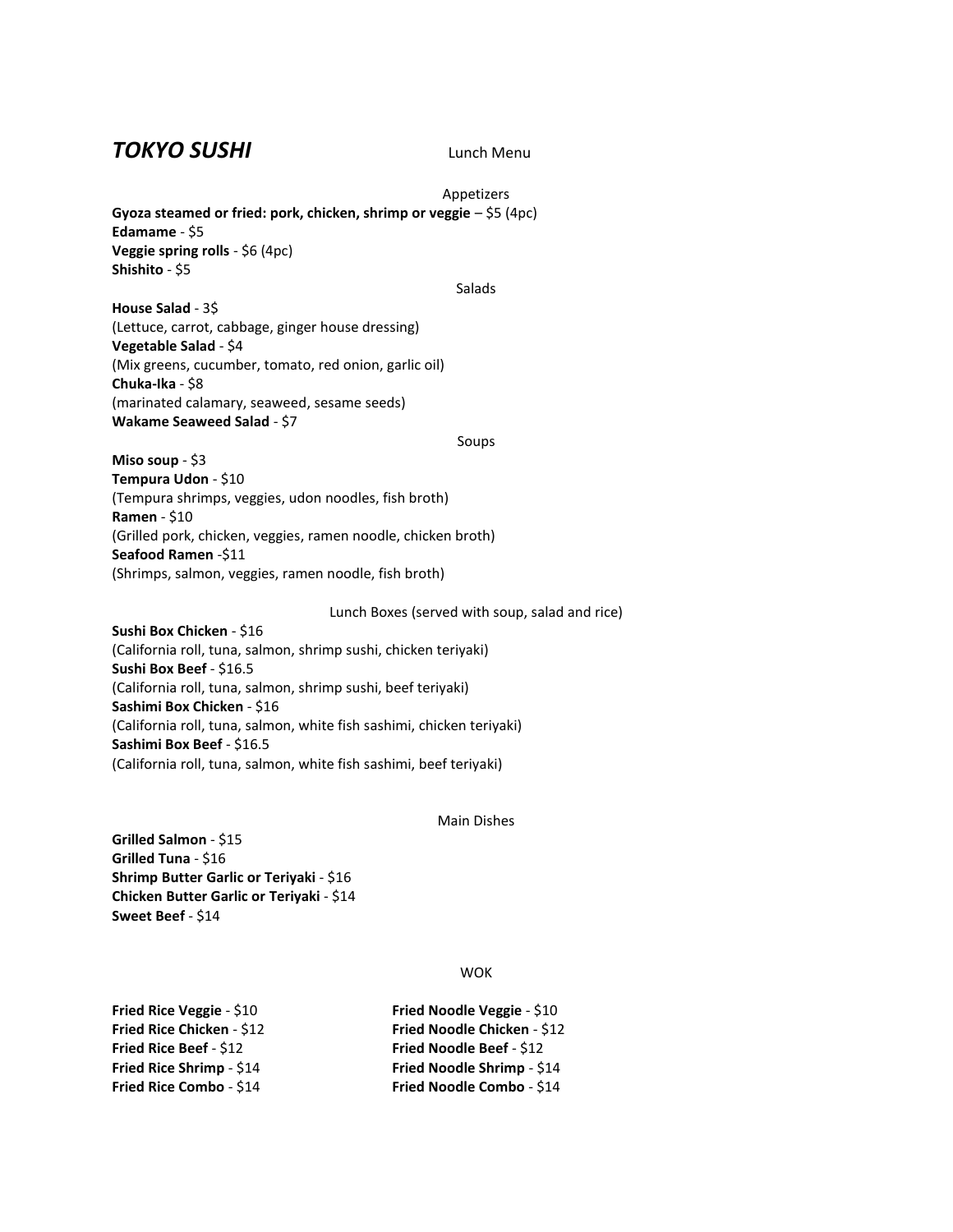# *TOKYO SUSHI*

Lunch Menu

## Appetizers

**Gyoza steamed or fried: pork, chicken, shrimp or veggie** – $5 (4pc)
**Edamame** - $5
**Veggie spring rolls** - $6 (4pc)
**Shishito** - $5

## Salads

**House Salad** - 3$
(Lettuce, carrot, cabbage, ginger house dressing)
**Vegetable Salad** - $4
(Mix greens, cucumber, tomato, red onion, garlic oil)
**Chuka-Ika** - $8
(marinated calamary, seaweed, sesame seeds)
**Wakame Seaweed Salad** - $7

## Soups

**Miso soup** - $3
**Tempura Udon** - $10
(Tempura shrimps, veggies, udon noodles, fish broth)
**Ramen** - $10
(Grilled pork, chicken, veggies, ramen noodle, chicken broth)
**Seafood Ramen** -$11
(Shrimps, salmon, veggies, ramen noodle, fish broth)

## Lunch Boxes (served with soup, salad and rice)

**Sushi Box Chicken** - $16
(California roll, tuna, salmon, shrimp sushi, chicken teriyaki)
**Sushi Box Beef** - $16.5
(California roll, tuna, salmon, shrimp sushi, beef teriyaki)
**Sashimi Box Chicken** - $16
(California roll, tuna, salmon, white fish sashimi, chicken teriyaki)
**Sashimi Box Beef** - $16.5
(California roll, tuna, salmon, white fish sashimi, beef teriyaki)

## Main Dishes

**Grilled Salmon** - $15
**Grilled Tuna** - $16
**Shrimp Butter Garlic or Teriyaki** - $16
**Chicken Butter Garlic or Teriyaki** - $14
**Sweet Beef** - $14

## WOK

**Fried Rice Veggie** - $10
**Fried Rice Chicken** - $12
**Fried Rice Beef** - $12
**Fried Rice Shrimp** - $14
**Fried Rice Combo** - $14

**Fried Noodle Veggie** - $10
**Fried Noodle Chicken** - $12
**Fried Noodle Beef** - $12
**Fried Noodle Shrimp** - $14
**Fried Noodle Combo** - $14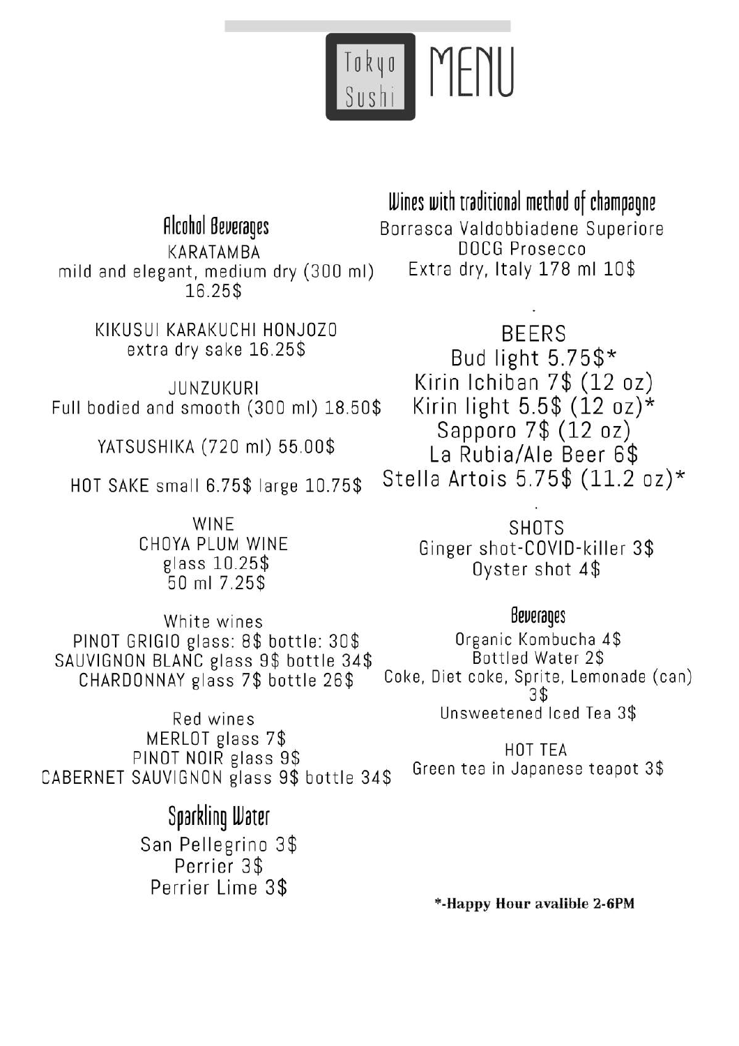# Tokyo Sushi MENU

## Alcohol Beverages

KARATAMBA
mild and elegant, medium dry (300 ml)
16.25$

KIKUSUI KARAKUCHI HONJOZO
extra dry sake 16.25$

JUNZUKURI
Full bodied and smooth (300 ml) 18.50$

YATSUSHIKA (720 ml) 55.00$

HOT SAKE small 6.75$ large 10.75$

WINE
CHOYA PLUM WINE
glass 10.25$
50 ml 7.25$

White wines
PINOT GRIGIO glass: 8$ bottle: 30$
SAUVIGNON BLANC glass 9$ bottle 34$
CHARDONNAY glass 7$ bottle 26$

Red wines
MERLOT glass 7$
PINOT NOIR glass 9$
CABERNET SAUVIGNON glass 9$ bottle 34$

## Sparkling Water

San Pellegrino 3$
Perrier 3$
Perrier Lime 3$

## Wines with traditional method of champagne

Borrasca Valdobbiadene Superiore
DOCG Prosecco
Extra dry, Italy 178 ml 10$

## BEERS

Bud light 5.75$*
Kirin Ichiban 7$ (12 oz)
Kirin light 5.5$ (12 oz)*
Sapporo 7$ (12 oz)
La Rubia/Ale Beer 6$
Stella Artois 5.75$ (11.2 oz)*

## SHOTS

Ginger shot-COVID-killer 3$
Oyster shot 4$

## Beverages

Organic Kombucha 4$
Bottled Water 2$
Coke, Diet coke, Sprite, Lemonade (can)
3$
Unsweetened Iced Tea 3$

HOT TEA
Green tea in Japanese teapot 3$

**\*-Happy Hour avalible 2-6PM**